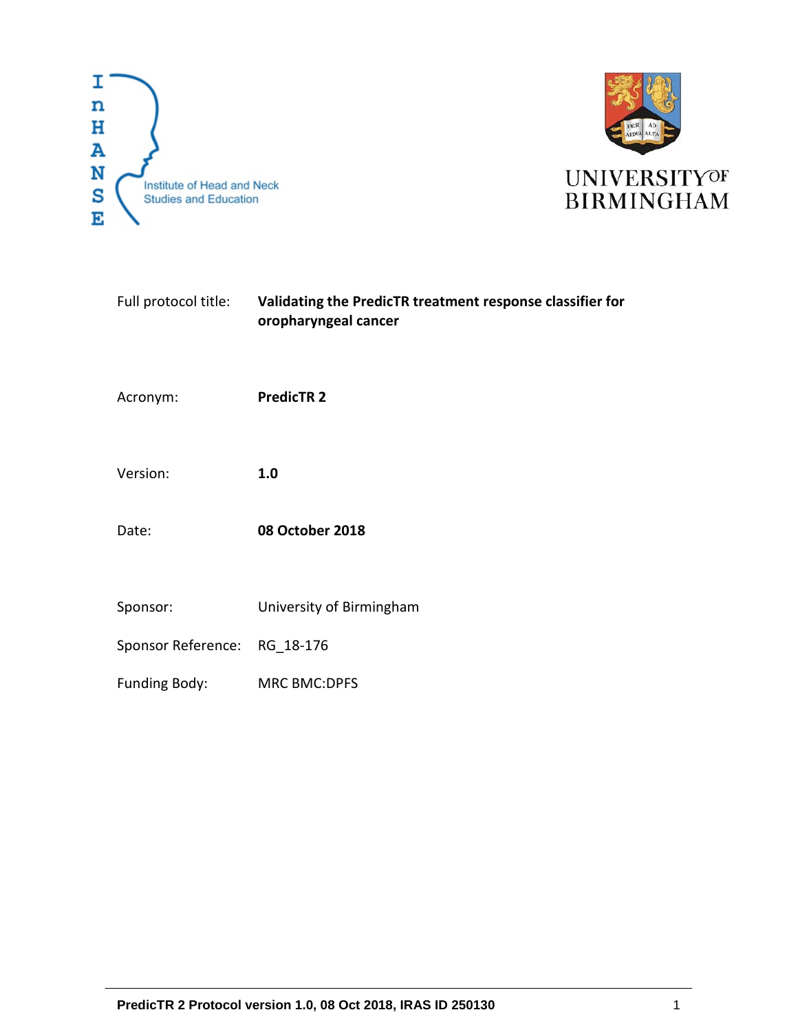InHANSE Institute of Head and Neck Studies and Education

UNIVERSITY OF BIRMINGHAM

| | |
|---|---|
| Full protocol title: | **Validating the PredicTR treatment response classifier for oropharyngeal cancer** |
| Acronym: | **PredicTR 2** |
| Version: | **1.0** |
| Date: | **08 October 2018** |
| Sponsor: | University of Birmingham |
| Sponsor Reference: | RG_18-176 |
| Funding Body: | MRC BMC:DPFS |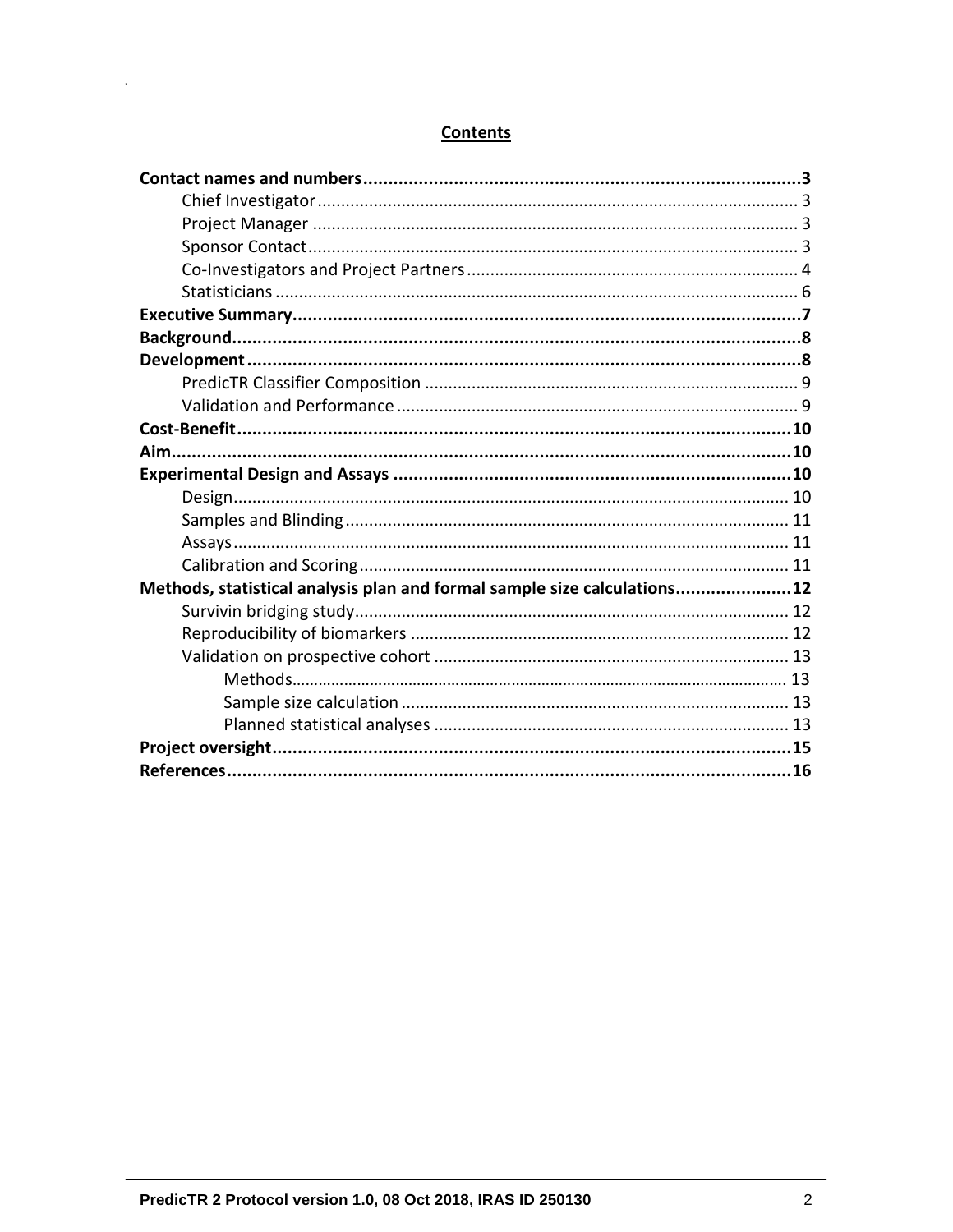## Contents

**Contact names and numbers......3**
- Chief Investigator......3
- Project Manager......3
- Sponsor Contact......3
- Co-Investigators and Project Partners......4
- Statisticians......6

**Executive Summary......7**

**Background......8**

**Development......8**
- PredicTR Classifier Composition......9
- Validation and Performance......9

**Cost-Benefit......10**

**Aim......10**

**Experimental Design and Assays......10**
- Design......10
- Samples and Blinding......11
- Assays......11
- Calibration and Scoring......11

**Methods, statistical analysis plan and formal sample size calculations......12**
- Survivin bridging study......12
- Reproducibility of biomarkers......12
- Validation on prospective cohort......13
    - Methods......13
    - Sample size calculation......13
    - Planned statistical analyses......13

**Project oversight......15**

**References......16**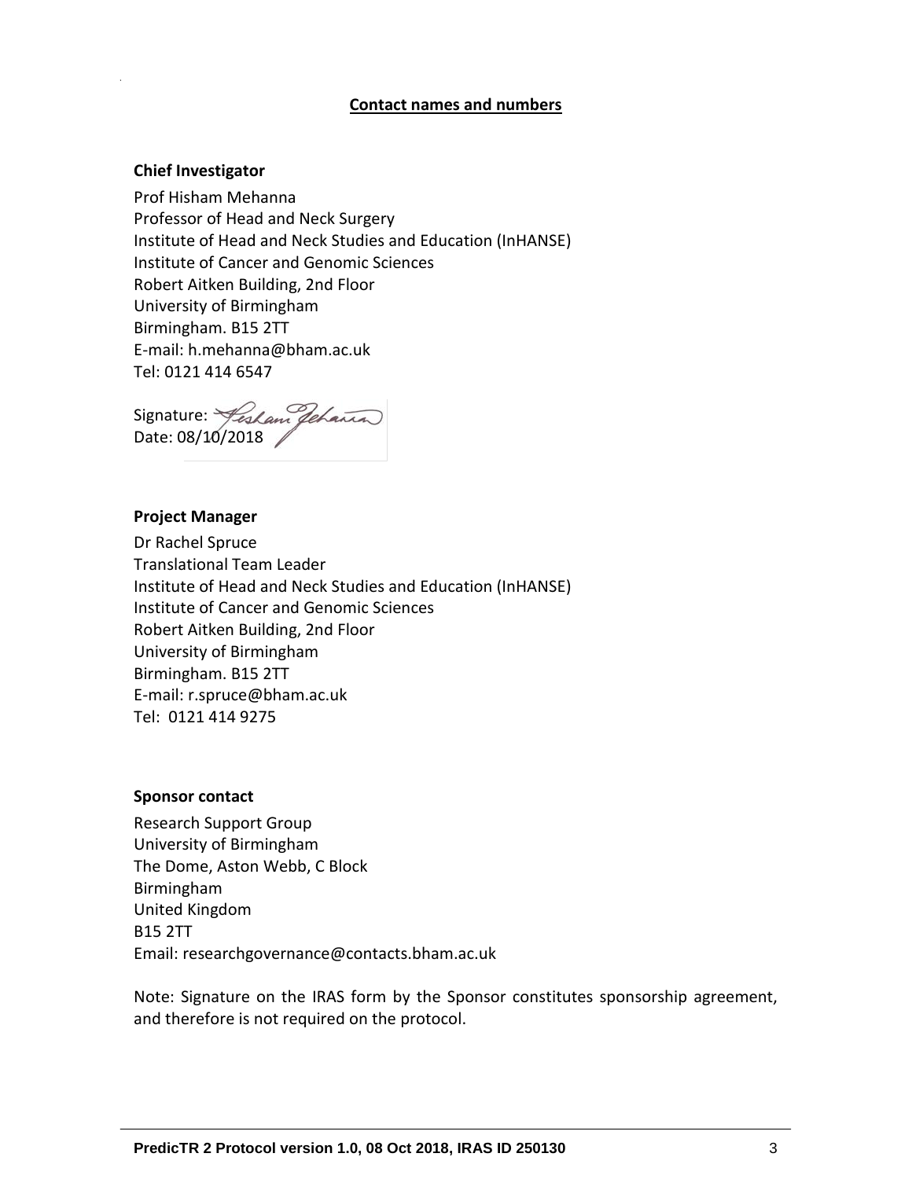## Contact names and numbers

**Chief Investigator**

Prof Hisham Mehanna
Professor of Head and Neck Surgery
Institute of Head and Neck Studies and Education (InHANSE)
Institute of Cancer and Genomic Sciences
Robert Aitken Building, 2nd Floor
University of Birmingham
Birmingham. B15 2TT
E-mail: h.mehanna@bham.ac.uk
Tel: 0121 414 6547

Signature:
Date: 08/10/2018

**Project Manager**

Dr Rachel Spruce
Translational Team Leader
Institute of Head and Neck Studies and Education (InHANSE)
Institute of Cancer and Genomic Sciences
Robert Aitken Building, 2nd Floor
University of Birmingham
Birmingham. B15 2TT
E-mail: r.spruce@bham.ac.uk
Tel: 0121 414 9275

**Sponsor contact**

Research Support Group
University of Birmingham
The Dome, Aston Webb, C Block
Birmingham
United Kingdom
B15 2TT
Email: researchgovernance@contacts.bham.ac.uk

Note: Signature on the IRAS form by the Sponsor constitutes sponsorship agreement, and therefore is not required on the protocol.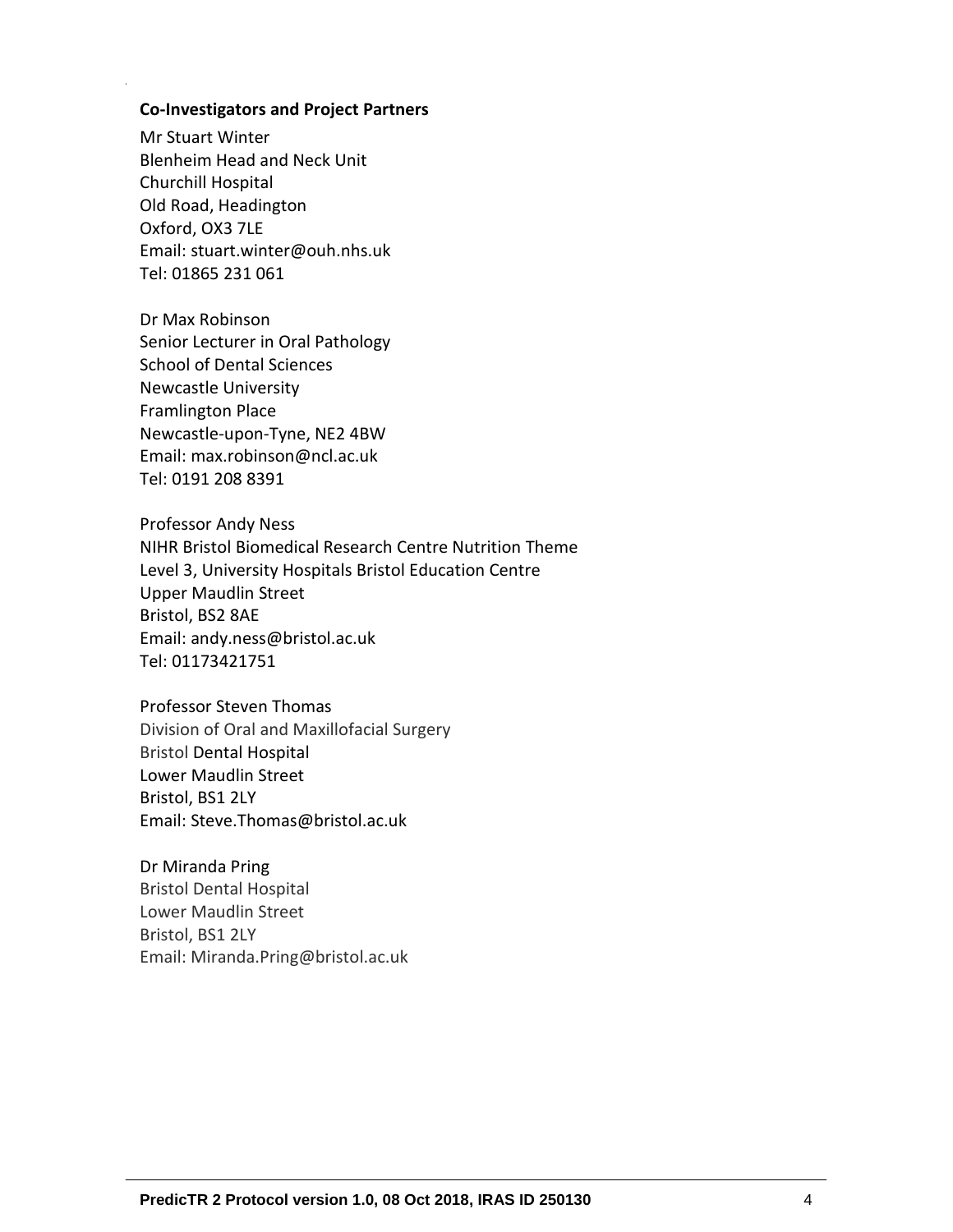**Co-Investigators and Project Partners**

Mr Stuart Winter
Blenheim Head and Neck Unit
Churchill Hospital
Old Road, Headington
Oxford, OX3 7LE
Email: stuart.winter@ouh.nhs.uk
Tel: 01865 231 061

Dr Max Robinson
Senior Lecturer in Oral Pathology
School of Dental Sciences
Newcastle University
Framlington Place
Newcastle-upon-Tyne, NE2 4BW
Email: max.robinson@ncl.ac.uk
Tel: 0191 208 8391

Professor Andy Ness
NIHR Bristol Biomedical Research Centre Nutrition Theme
Level 3, University Hospitals Bristol Education Centre
Upper Maudlin Street
Bristol, BS2 8AE
Email: andy.ness@bristol.ac.uk
Tel: 01173421751

Professor Steven Thomas
Division of Oral and Maxillofacial Surgery
Bristol Dental Hospital
Lower Maudlin Street
Bristol, BS1 2LY
Email: Steve.Thomas@bristol.ac.uk

Dr Miranda Pring
Bristol Dental Hospital
Lower Maudlin Street
Bristol, BS1 2LY
Email: Miranda.Pring@bristol.ac.uk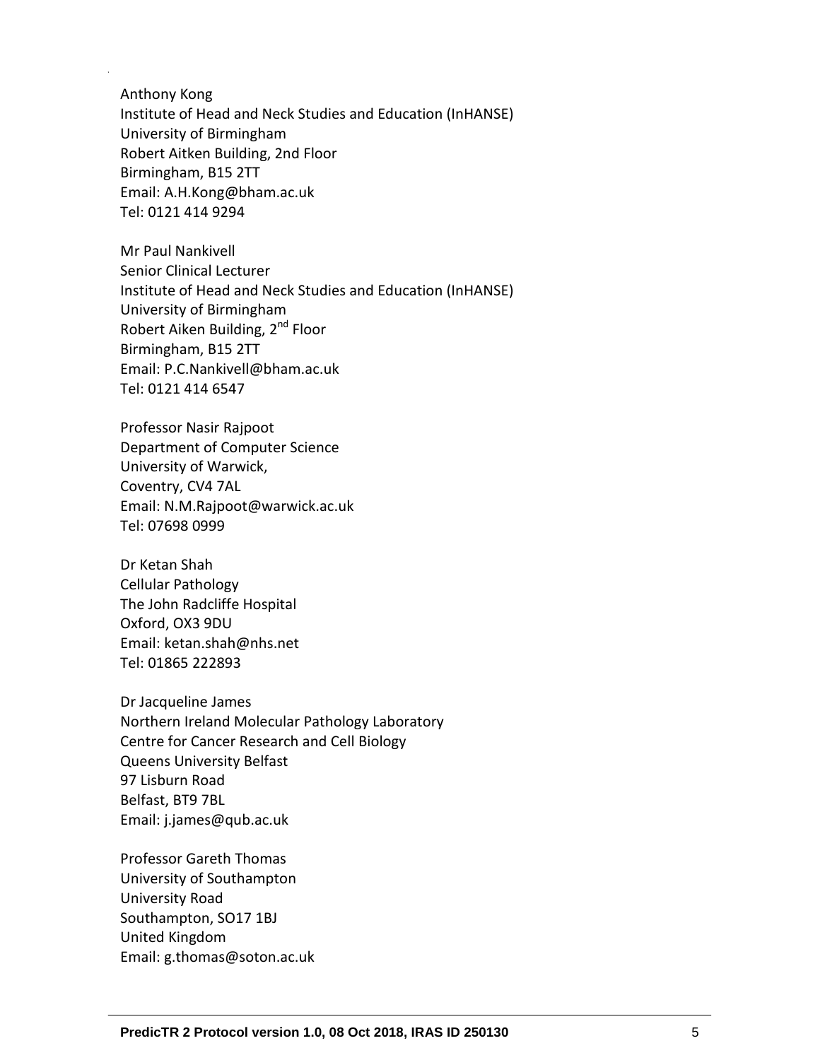Anthony Kong
Institute of Head and Neck Studies and Education (InHANSE)
University of Birmingham
Robert Aitken Building, 2nd Floor
Birmingham, B15 2TT
Email: A.H.Kong@bham.ac.uk
Tel: 0121 414 9294

Mr Paul Nankivell
Senior Clinical Lecturer
Institute of Head and Neck Studies and Education (InHANSE)
University of Birmingham
Robert Aiken Building, 2nd Floor
Birmingham, B15 2TT
Email: P.C.Nankivell@bham.ac.uk
Tel: 0121 414 6547

Professor Nasir Rajpoot
Department of Computer Science
University of Warwick,
Coventry, CV4 7AL
Email: N.M.Rajpoot@warwick.ac.uk
Tel: 07698 0999

Dr Ketan Shah
Cellular Pathology
The John Radcliffe Hospital
Oxford, OX3 9DU
Email: ketan.shah@nhs.net
Tel: 01865 222893

Dr Jacqueline James
Northern Ireland Molecular Pathology Laboratory
Centre for Cancer Research and Cell Biology
Queens University Belfast
97 Lisburn Road
Belfast, BT9 7BL
Email: j.james@qub.ac.uk

Professor Gareth Thomas
University of Southampton
University Road
Southampton, SO17 1BJ
United Kingdom
Email: g.thomas@soton.ac.uk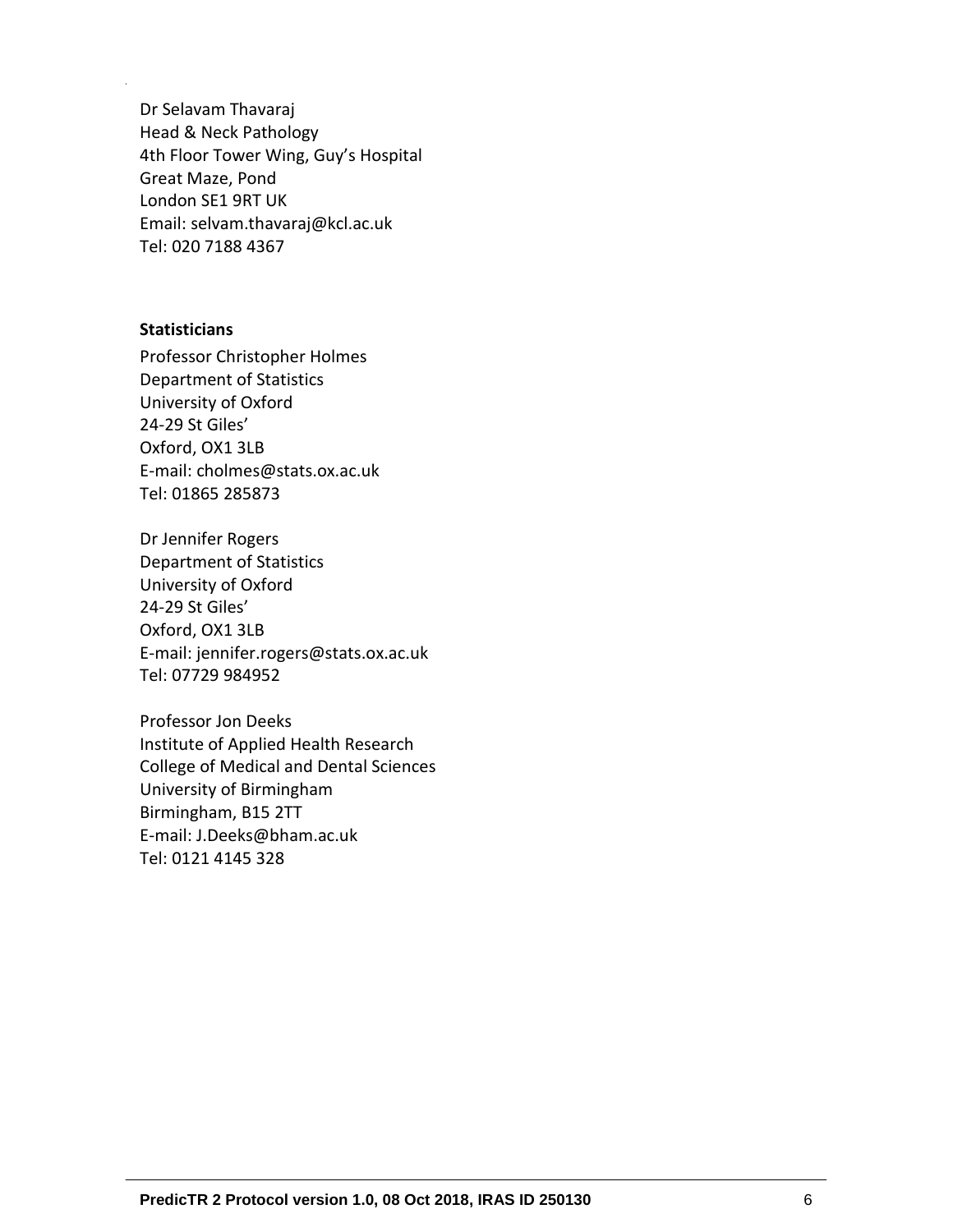Dr Selavam Thavaraj
Head & Neck Pathology
4th Floor Tower Wing, Guy's Hospital
Great Maze, Pond
London SE1 9RT UK
Email: selvam.thavaraj@kcl.ac.uk
Tel: 020 7188 4367

**Statisticians**

Professor Christopher Holmes
Department of Statistics
University of Oxford
24-29 St Giles'
Oxford, OX1 3LB
E-mail: cholmes@stats.ox.ac.uk
Tel: 01865 285873

Dr Jennifer Rogers
Department of Statistics
University of Oxford
24-29 St Giles'
Oxford, OX1 3LB
E-mail: jennifer.rogers@stats.ox.ac.uk
Tel: 07729 984952

Professor Jon Deeks
Institute of Applied Health Research
College of Medical and Dental Sciences
University of Birmingham
Birmingham, B15 2TT
E-mail: J.Deeks@bham.ac.uk
Tel: 0121 4145 328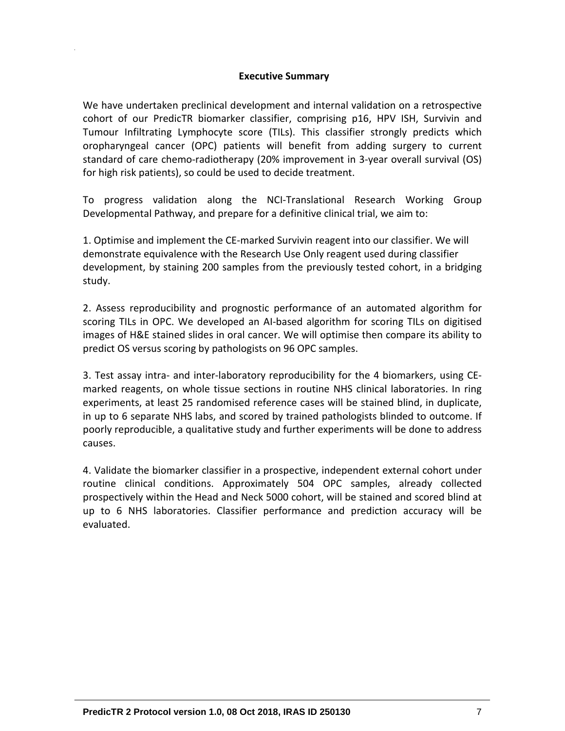## Executive Summary

We have undertaken preclinical development and internal validation on a retrospective cohort of our PredicTR biomarker classifier, comprising p16, HPV ISH, Survivin and Tumour Infiltrating Lymphocyte score (TILs). This classifier strongly predicts which oropharyngeal cancer (OPC) patients will benefit from adding surgery to current standard of care chemo-radiotherapy (20% improvement in 3-year overall survival (OS) for high risk patients), so could be used to decide treatment.

To progress validation along the NCI-Translational Research Working Group Developmental Pathway, and prepare for a definitive clinical trial, we aim to:

1. Optimise and implement the CE-marked Survivin reagent into our classifier. We will demonstrate equivalence with the Research Use Only reagent used during classifier development, by staining 200 samples from the previously tested cohort, in a bridging study.

2. Assess reproducibility and prognostic performance of an automated algorithm for scoring TILs in OPC. We developed an AI-based algorithm for scoring TILs on digitised images of H&E stained slides in oral cancer. We will optimise then compare its ability to predict OS versus scoring by pathologists on 96 OPC samples.

3. Test assay intra- and inter-laboratory reproducibility for the 4 biomarkers, using CE-marked reagents, on whole tissue sections in routine NHS clinical laboratories. In ring experiments, at least 25 randomised reference cases will be stained blind, in duplicate, in up to 6 separate NHS labs, and scored by trained pathologists blinded to outcome. If poorly reproducible, a qualitative study and further experiments will be done to address causes.

4. Validate the biomarker classifier in a prospective, independent external cohort under routine clinical conditions. Approximately 504 OPC samples, already collected prospectively within the Head and Neck 5000 cohort, will be stained and scored blind at up to 6 NHS laboratories. Classifier performance and prediction accuracy will be evaluated.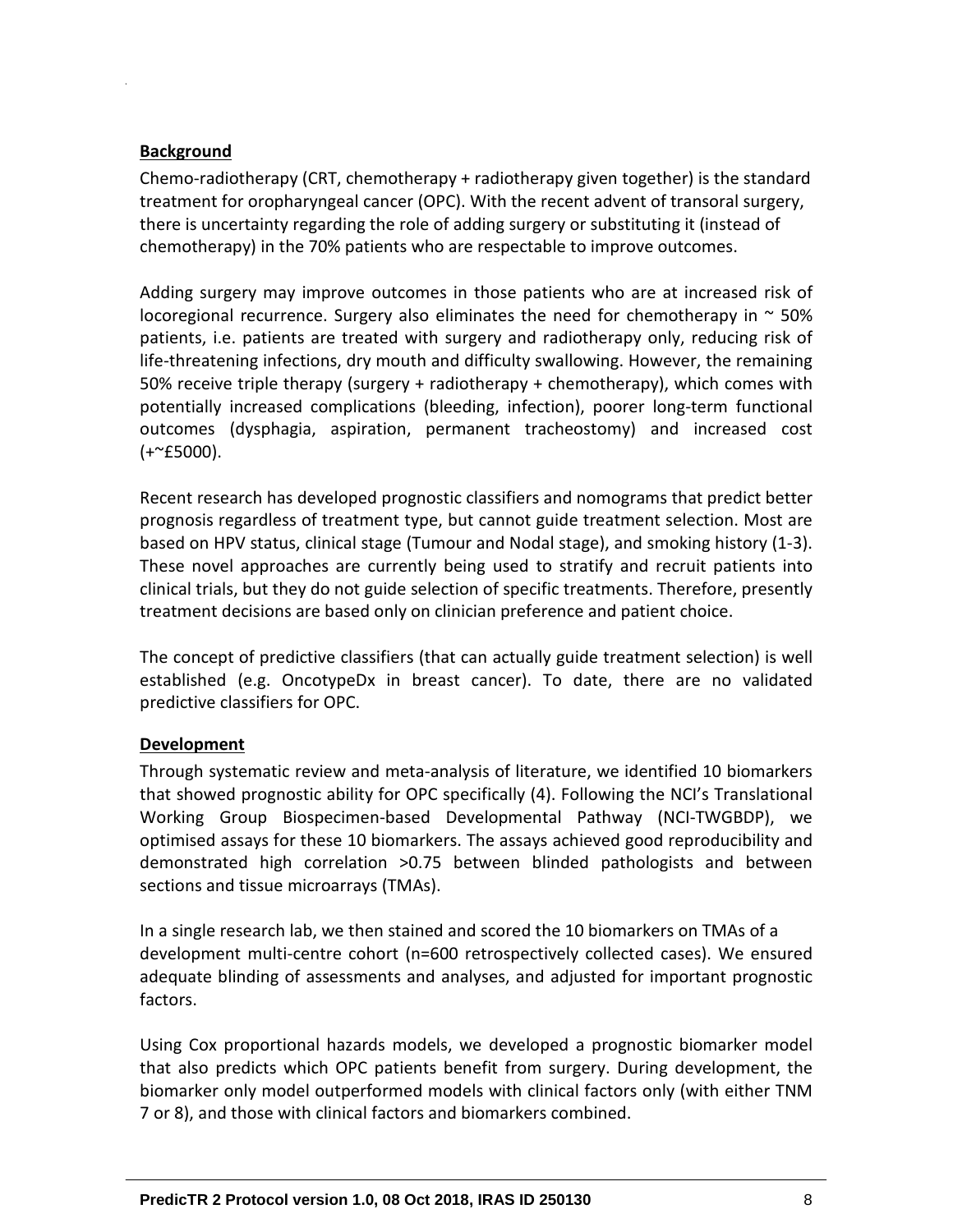**Background**

Chemo-radiotherapy (CRT, chemotherapy + radiotherapy given together) is the standard treatment for oropharyngeal cancer (OPC). With the recent advent of transoral surgery, there is uncertainty regarding the role of adding surgery or substituting it (instead of chemotherapy) in the 70% patients who are respectable to improve outcomes.

Adding surgery may improve outcomes in those patients who are at increased risk of locoregional recurrence. Surgery also eliminates the need for chemotherapy in ~ 50% patients, i.e. patients are treated with surgery and radiotherapy only, reducing risk of life-threatening infections, dry mouth and difficulty swallowing. However, the remaining 50% receive triple therapy (surgery + radiotherapy + chemotherapy), which comes with potentially increased complications (bleeding, infection), poorer long-term functional outcomes (dysphagia, aspiration, permanent tracheostomy) and increased cost (+~£5000).

Recent research has developed prognostic classifiers and nomograms that predict better prognosis regardless of treatment type, but cannot guide treatment selection. Most are based on HPV status, clinical stage (Tumour and Nodal stage), and smoking history (1-3). These novel approaches are currently being used to stratify and recruit patients into clinical trials, but they do not guide selection of specific treatments. Therefore, presently treatment decisions are based only on clinician preference and patient choice.

The concept of predictive classifiers (that can actually guide treatment selection) is well established (e.g. OncotypeDx in breast cancer). To date, there are no validated predictive classifiers for OPC.

**Development**

Through systematic review and meta-analysis of literature, we identified 10 biomarkers that showed prognostic ability for OPC specifically (4). Following the NCI's Translational Working Group Biospecimen-based Developmental Pathway (NCI-TWGBDP), we optimised assays for these 10 biomarkers. The assays achieved good reproducibility and demonstrated high correlation >0.75 between blinded pathologists and between sections and tissue microarrays (TMAs).

In a single research lab, we then stained and scored the 10 biomarkers on TMAs of a development multi-centre cohort (n=600 retrospectively collected cases). We ensured adequate blinding of assessments and analyses, and adjusted for important prognostic factors.

Using Cox proportional hazards models, we developed a prognostic biomarker model that also predicts which OPC patients benefit from surgery. During development, the biomarker only model outperformed models with clinical factors only (with either TNM 7 or 8), and those with clinical factors and biomarkers combined.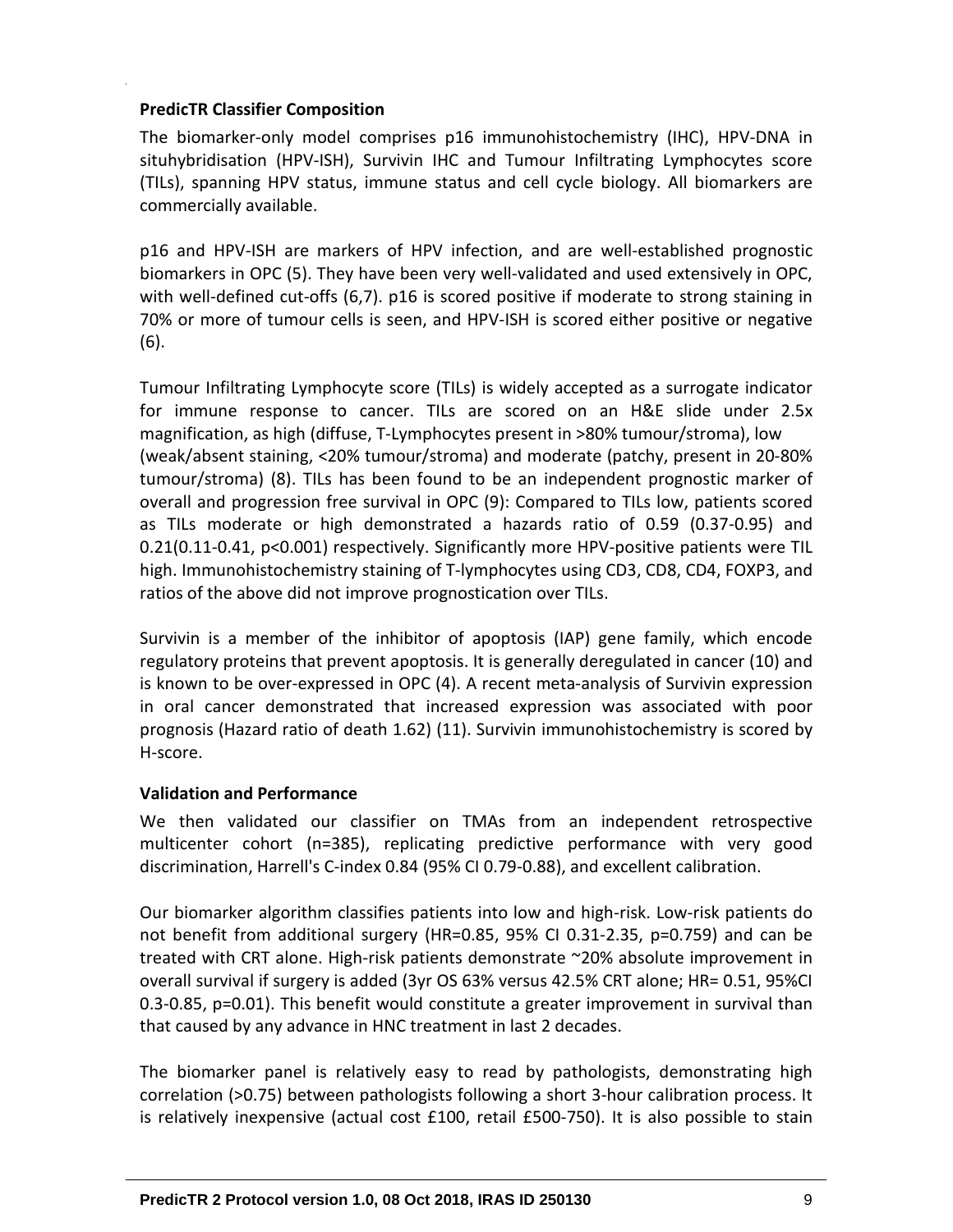**PredicTR Classifier Composition**

The biomarker-only model comprises p16 immunohistochemistry (IHC), HPV-DNA in situhybridisation (HPV-ISH), Survivin IHC and Tumour Infiltrating Lymphocytes score (TILs), spanning HPV status, immune status and cell cycle biology. All biomarkers are commercially available.

p16 and HPV-ISH are markers of HPV infection, and are well-established prognostic biomarkers in OPC (5). They have been very well-validated and used extensively in OPC, with well-defined cut-offs (6,7). p16 is scored positive if moderate to strong staining in 70% or more of tumour cells is seen, and HPV-ISH is scored either positive or negative (6).

Tumour Infiltrating Lymphocyte score (TILs) is widely accepted as a surrogate indicator for immune response to cancer. TILs are scored on an H&E slide under 2.5x magnification, as high (diffuse, T-Lymphocytes present in >80% tumour/stroma), low (weak/absent staining, <20% tumour/stroma) and moderate (patchy, present in 20-80% tumour/stroma) (8). TILs has been found to be an independent prognostic marker of overall and progression free survival in OPC (9): Compared to TILs low, patients scored as TILs moderate or high demonstrated a hazards ratio of 0.59 (0.37-0.95) and 0.21(0.11-0.41, p<0.001) respectively. Significantly more HPV-positive patients were TIL high. Immunohistochemistry staining of T-lymphocytes using CD3, CD8, CD4, FOXP3, and ratios of the above did not improve prognostication over TILs.

Survivin is a member of the inhibitor of apoptosis (IAP) gene family, which encode regulatory proteins that prevent apoptosis. It is generally deregulated in cancer (10) and is known to be over-expressed in OPC (4). A recent meta-analysis of Survivin expression in oral cancer demonstrated that increased expression was associated with poor prognosis (Hazard ratio of death 1.62) (11). Survivin immunohistochemistry is scored by H-score.

**Validation and Performance**

We then validated our classifier on TMAs from an independent retrospective multicenter cohort (n=385), replicating predictive performance with very good discrimination, Harrell's C-index 0.84 (95% CI 0.79-0.88), and excellent calibration.

Our biomarker algorithm classifies patients into low and high-risk. Low-risk patients do not benefit from additional surgery (HR=0.85, 95% CI 0.31-2.35, p=0.759) and can be treated with CRT alone. High-risk patients demonstrate ~20% absolute improvement in overall survival if surgery is added (3yr OS 63% versus 42.5% CRT alone; HR= 0.51, 95%CI 0.3-0.85, p=0.01). This benefit would constitute a greater improvement in survival than that caused by any advance in HNC treatment in last 2 decades.

The biomarker panel is relatively easy to read by pathologists, demonstrating high correlation (>0.75) between pathologists following a short 3-hour calibration process. It is relatively inexpensive (actual cost £100, retail £500-750). It is also possible to stain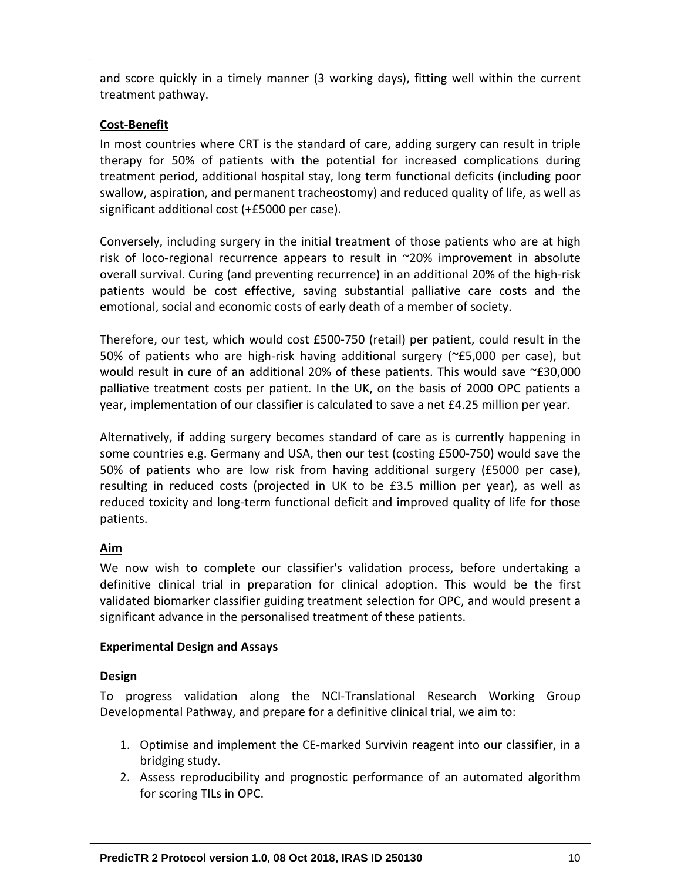and score quickly in a timely manner (3 working days), fitting well within the current treatment pathway.

**Cost-Benefit**

In most countries where CRT is the standard of care, adding surgery can result in triple therapy for 50% of patients with the potential for increased complications during treatment period, additional hospital stay, long term functional deficits (including poor swallow, aspiration, and permanent tracheostomy) and reduced quality of life, as well as significant additional cost (+£5000 per case).

Conversely, including surgery in the initial treatment of those patients who are at high risk of loco-regional recurrence appears to result in ~20% improvement in absolute overall survival. Curing (and preventing recurrence) in an additional 20% of the high-risk patients would be cost effective, saving substantial palliative care costs and the emotional, social and economic costs of early death of a member of society.

Therefore, our test, which would cost £500-750 (retail) per patient, could result in the 50% of patients who are high-risk having additional surgery (~£5,000 per case), but would result in cure of an additional 20% of these patients. This would save ~£30,000 palliative treatment costs per patient. In the UK, on the basis of 2000 OPC patients a year, implementation of our classifier is calculated to save a net £4.25 million per year.

Alternatively, if adding surgery becomes standard of care as is currently happening in some countries e.g. Germany and USA, then our test (costing £500-750) would save the 50% of patients who are low risk from having additional surgery (£5000 per case), resulting in reduced costs (projected in UK to be £3.5 million per year), as well as reduced toxicity and long-term functional deficit and improved quality of life for those patients.

**Aim**

We now wish to complete our classifier's validation process, before undertaking a definitive clinical trial in preparation for clinical adoption. This would be the first validated biomarker classifier guiding treatment selection for OPC, and would present a significant advance in the personalised treatment of these patients.

**Experimental Design and Assays**

**Design**

To progress validation along the NCI-Translational Research Working Group Developmental Pathway, and prepare for a definitive clinical trial, we aim to:

1. Optimise and implement the CE-marked Survivin reagent into our classifier, in a bridging study.
2. Assess reproducibility and prognostic performance of an automated algorithm for scoring TILs in OPC.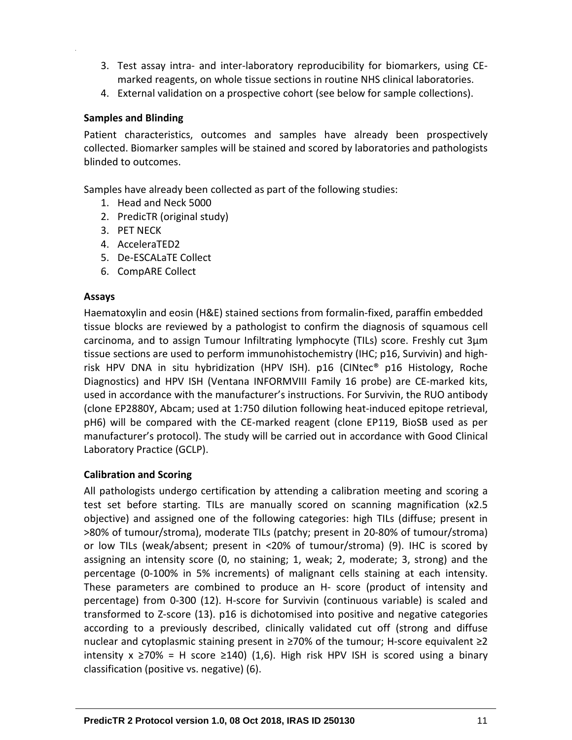3. Test assay intra- and inter-laboratory reproducibility for biomarkers, using CE-marked reagents, on whole tissue sections in routine NHS clinical laboratories.
4. External validation on a prospective cohort (see below for sample collections).

**Samples and Blinding**

Patient characteristics, outcomes and samples have already been prospectively collected. Biomarker samples will be stained and scored by laboratories and pathologists blinded to outcomes.

Samples have already been collected as part of the following studies:

1. Head and Neck 5000
2. PredicTR (original study)
3. PET NECK
4. AcceleraTED2
5. De-ESCALaTE Collect
6. CompARE Collect

**Assays**

Haematoxylin and eosin (H&E) stained sections from formalin-fixed, paraffin embedded tissue blocks are reviewed by a pathologist to confirm the diagnosis of squamous cell carcinoma, and to assign Tumour Infiltrating lymphocyte (TILs) score. Freshly cut 3µm tissue sections are used to perform immunohistochemistry (IHC; p16, Survivin) and high-risk HPV DNA in situ hybridization (HPV ISH). p16 (CINtec® p16 Histology, Roche Diagnostics) and HPV ISH (Ventana INFORMVIII Family 16 probe) are CE-marked kits, used in accordance with the manufacturer's instructions. For Survivin, the RUO antibody (clone EP2880Y, Abcam; used at 1:750 dilution following heat-induced epitope retrieval, pH6) will be compared with the CE-marked reagent (clone EP119, BioSB used as per manufacturer's protocol). The study will be carried out in accordance with Good Clinical Laboratory Practice (GCLP).

**Calibration and Scoring**

All pathologists undergo certification by attending a calibration meeting and scoring a test set before starting. TILs are manually scored on scanning magnification (x2.5 objective) and assigned one of the following categories: high TILs (diffuse; present in >80% of tumour/stroma), moderate TILs (patchy; present in 20-80% of tumour/stroma) or low TILs (weak/absent; present in <20% of tumour/stroma) (9). IHC is scored by assigning an intensity score (0, no staining; 1, weak; 2, moderate; 3, strong) and the percentage (0-100% in 5% increments) of malignant cells staining at each intensity. These parameters are combined to produce an H- score (product of intensity and percentage) from 0-300 (12). H-score for Survivin (continuous variable) is scaled and transformed to Z-score (13). p16 is dichotomised into positive and negative categories according to a previously described, clinically validated cut off (strong and diffuse nuclear and cytoplasmic staining present in ≥70% of the tumour; H-score equivalent ≥2 intensity x ≥70% = H score ≥140) (1,6). High risk HPV ISH is scored using a binary classification (positive vs. negative) (6).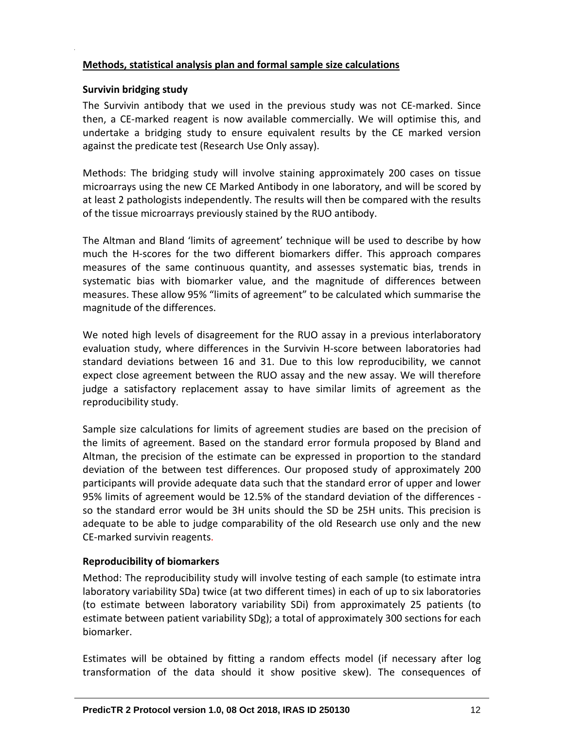## Methods, statistical analysis plan and formal sample size calculations

### Survivin bridging study

The Survivin antibody that we used in the previous study was not CE-marked. Since then, a CE-marked reagent is now available commercially. We will optimise this, and undertake a bridging study to ensure equivalent results by the CE marked version against the predicate test (Research Use Only assay).

Methods: The bridging study will involve staining approximately 200 cases on tissue microarrays using the new CE Marked Antibody in one laboratory, and will be scored by at least 2 pathologists independently. The results will then be compared with the results of the tissue microarrays previously stained by the RUO antibody.

The Altman and Bland 'limits of agreement' technique will be used to describe by how much the H-scores for the two different biomarkers differ. This approach compares measures of the same continuous quantity, and assesses systematic bias, trends in systematic bias with biomarker value, and the magnitude of differences between measures. These allow 95% "limits of agreement" to be calculated which summarise the magnitude of the differences.

We noted high levels of disagreement for the RUO assay in a previous interlaboratory evaluation study, where differences in the Survivin H-score between laboratories had standard deviations between 16 and 31. Due to this low reproducibility, we cannot expect close agreement between the RUO assay and the new assay. We will therefore judge a satisfactory replacement assay to have similar limits of agreement as the reproducibility study.

Sample size calculations for limits of agreement studies are based on the precision of the limits of agreement. Based on the standard error formula proposed by Bland and Altman, the precision of the estimate can be expressed in proportion to the standard deviation of the between test differences. Our proposed study of approximately 200 participants will provide adequate data such that the standard error of upper and lower 95% limits of agreement would be 12.5% of the standard deviation of the differences - so the standard error would be 3H units should the SD be 25H units. This precision is adequate to be able to judge comparability of the old Research use only and the new CE-marked survivin reagents.

### Reproducibility of biomarkers

Method: The reproducibility study will involve testing of each sample (to estimate intra laboratory variability SDa) twice (at two different times) in each of up to six laboratories (to estimate between laboratory variability SDi) from approximately 25 patients (to estimate between patient variability SDg); a total of approximately 300 sections for each biomarker.

Estimates will be obtained by fitting a random effects model (if necessary after log transformation of the data should it show positive skew). The consequences of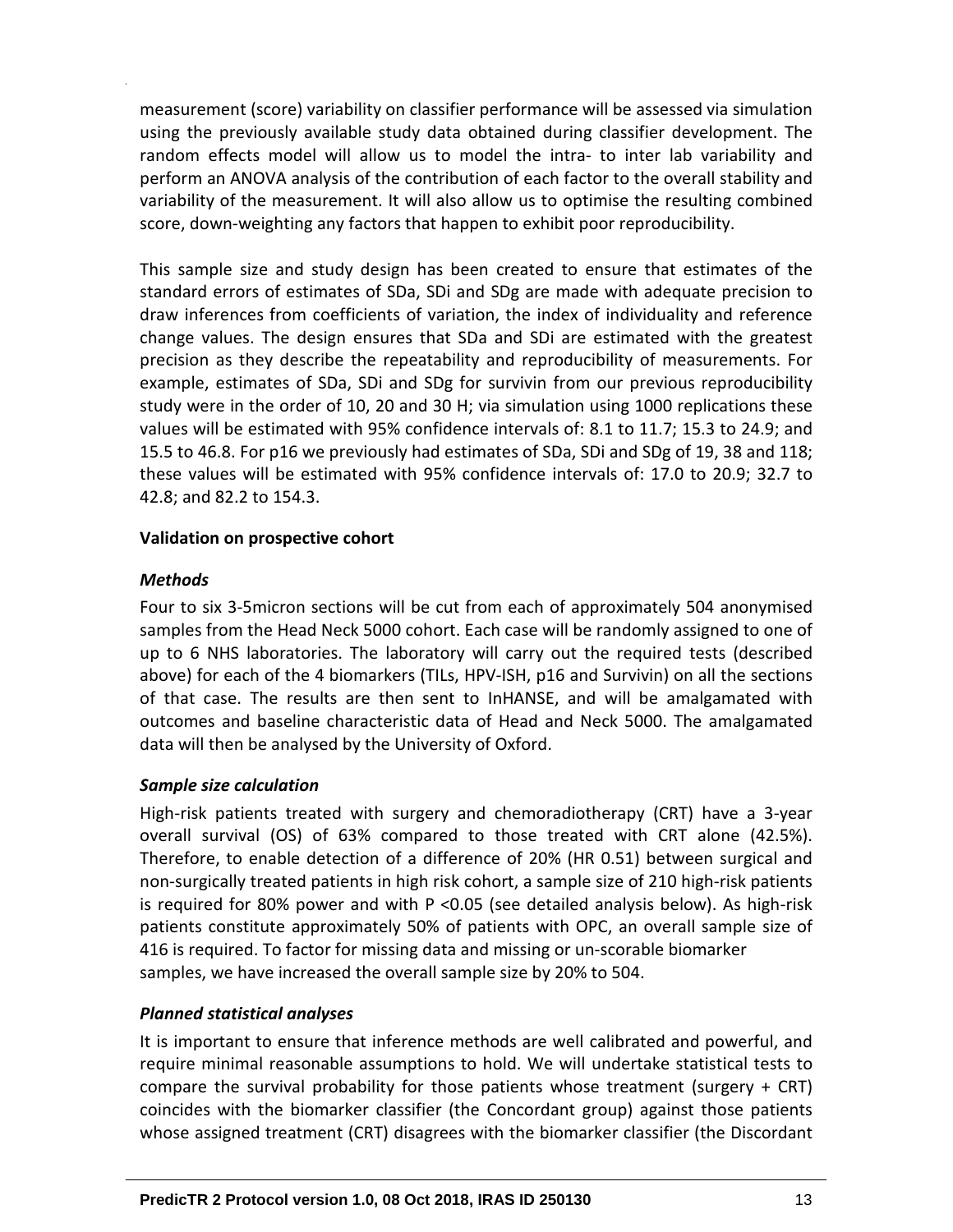measurement (score) variability on classifier performance will be assessed via simulation using the previously available study data obtained during classifier development. The random effects model will allow us to model the intra- to inter lab variability and perform an ANOVA analysis of the contribution of each factor to the overall stability and variability of the measurement. It will also allow us to optimise the resulting combined score, down-weighting any factors that happen to exhibit poor reproducibility.

This sample size and study design has been created to ensure that estimates of the standard errors of estimates of SDa, SDi and SDg are made with adequate precision to draw inferences from coefficients of variation, the index of individuality and reference change values. The design ensures that SDa and SDi are estimated with the greatest precision as they describe the repeatability and reproducibility of measurements. For example, estimates of SDa, SDi and SDg for survivin from our previous reproducibility study were in the order of 10, 20 and 30 H; via simulation using 1000 replications these values will be estimated with 95% confidence intervals of: 8.1 to 11.7; 15.3 to 24.9; and 15.5 to 46.8. For p16 we previously had estimates of SDa, SDi and SDg of 19, 38 and 118; these values will be estimated with 95% confidence intervals of: 17.0 to 20.9; 32.7 to 42.8; and 82.2 to 154.3.

**Validation on prospective cohort**

***Methods***

Four to six 3-5micron sections will be cut from each of approximately 504 anonymised samples from the Head Neck 5000 cohort. Each case will be randomly assigned to one of up to 6 NHS laboratories. The laboratory will carry out the required tests (described above) for each of the 4 biomarkers (TILs, HPV-ISH, p16 and Survivin) on all the sections of that case. The results are then sent to InHANSE, and will be amalgamated with outcomes and baseline characteristic data of Head and Neck 5000. The amalgamated data will then be analysed by the University of Oxford.

***Sample size calculation***

High-risk patients treated with surgery and chemoradiotherapy (CRT) have a 3-year overall survival (OS) of 63% compared to those treated with CRT alone (42.5%). Therefore, to enable detection of a difference of 20% (HR 0.51) between surgical and non-surgically treated patients in high risk cohort, a sample size of 210 high-risk patients is required for 80% power and with $P < 0.05$ (see detailed analysis below). As high-risk patients constitute approximately 50% of patients with OPC, an overall sample size of 416 is required. To factor for missing data and missing or un-scorable biomarker samples, we have increased the overall sample size by 20% to 504.

***Planned statistical analyses***

It is important to ensure that inference methods are well calibrated and powerful, and require minimal reasonable assumptions to hold. We will undertake statistical tests to compare the survival probability for those patients whose treatment (surgery + CRT) coincides with the biomarker classifier (the Concordant group) against those patients whose assigned treatment (CRT) disagrees with the biomarker classifier (the Discordant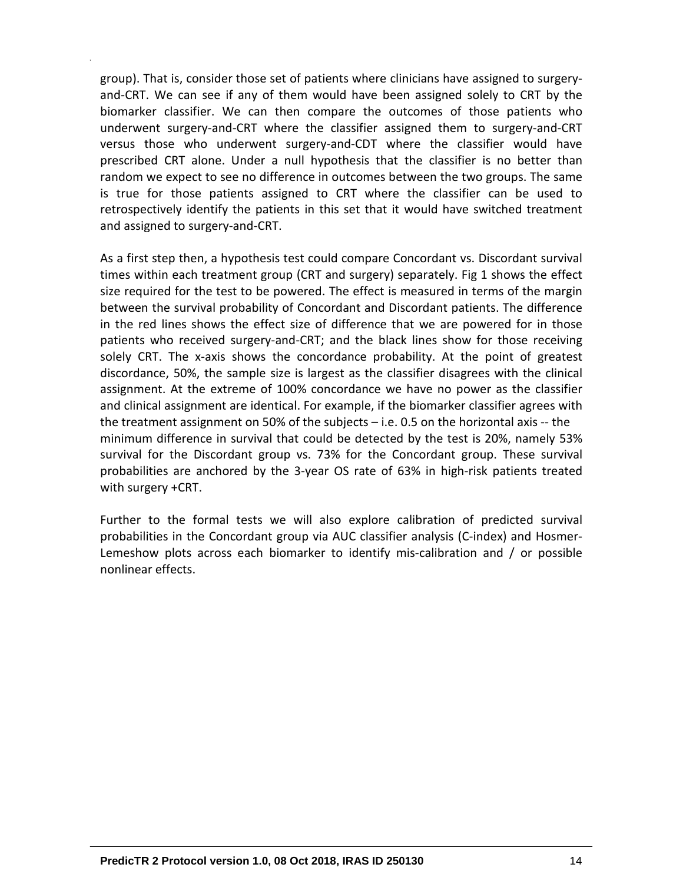group). That is, consider those set of patients where clinicians have assigned to surgery-and-CRT. We can see if any of them would have been assigned solely to CRT by the biomarker classifier. We can then compare the outcomes of those patients who underwent surgery-and-CRT where the classifier assigned them to surgery-and-CRT versus those who underwent surgery-and-CDT where the classifier would have prescribed CRT alone. Under a null hypothesis that the classifier is no better than random we expect to see no difference in outcomes between the two groups. The same is true for those patients assigned to CRT where the classifier can be used to retrospectively identify the patients in this set that it would have switched treatment and assigned to surgery-and-CRT.

As a first step then, a hypothesis test could compare Concordant vs. Discordant survival times within each treatment group (CRT and surgery) separately. Fig 1 shows the effect size required for the test to be powered. The effect is measured in terms of the margin between the survival probability of Concordant and Discordant patients. The difference in the red lines shows the effect size of difference that we are powered for in those patients who received surgery-and-CRT; and the black lines show for those receiving solely CRT. The x-axis shows the concordance probability. At the point of greatest discordance, 50%, the sample size is largest as the classifier disagrees with the clinical assignment. At the extreme of 100% concordance we have no power as the classifier and clinical assignment are identical. For example, if the biomarker classifier agrees with the treatment assignment on 50% of the subjects – i.e. 0.5 on the horizontal axis -- the minimum difference in survival that could be detected by the test is 20%, namely 53% survival for the Discordant group vs. 73% for the Concordant group. These survival probabilities are anchored by the 3-year OS rate of 63% in high-risk patients treated with surgery +CRT.

Further to the formal tests we will also explore calibration of predicted survival probabilities in the Concordant group via AUC classifier analysis (C-index) and Hosmer-Lemeshow plots across each biomarker to identify mis-calibration and / or possible nonlinear effects.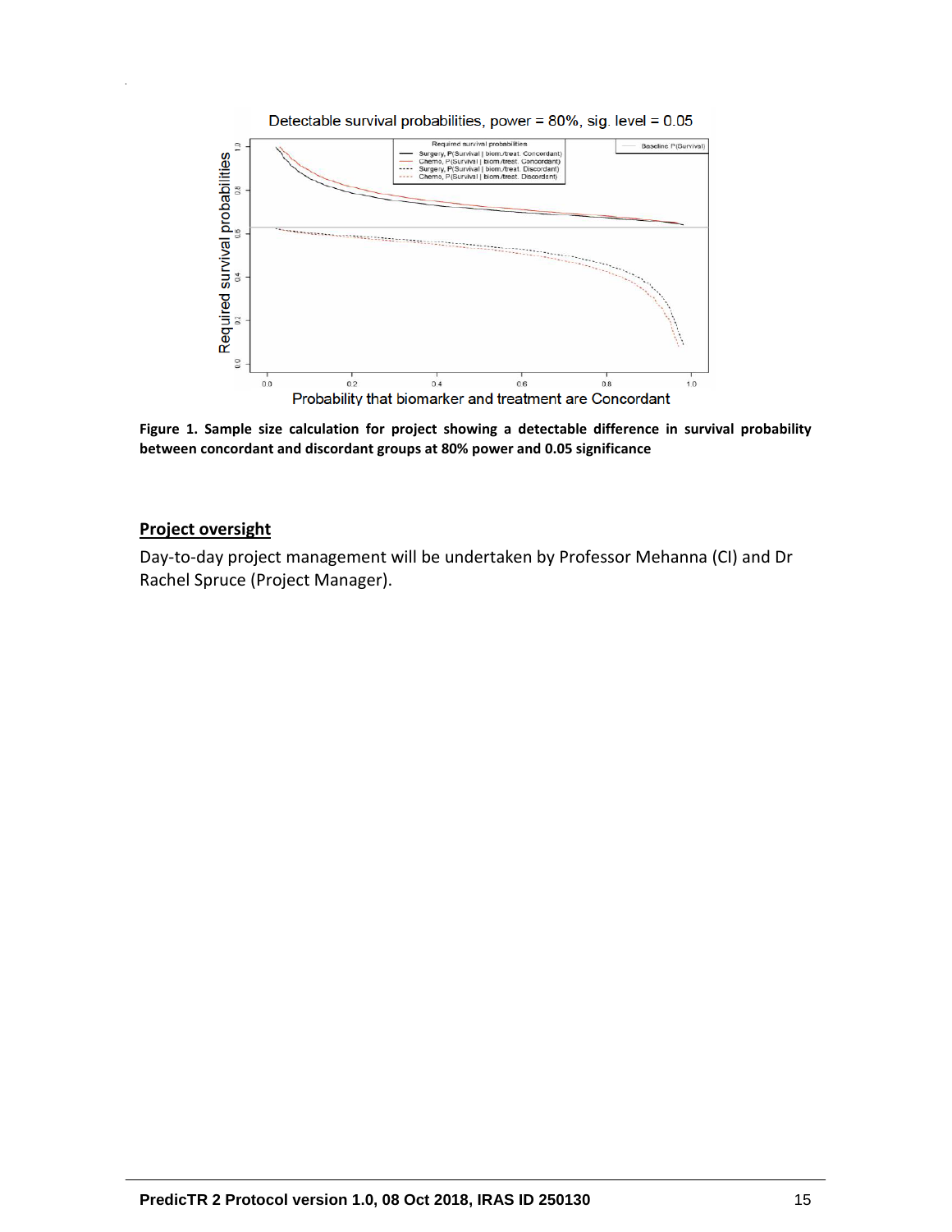**Figure 1. Sample size calculation for project showing a detectable difference in survival probability between concordant and discordant groups at 80% power and 0.05 significance**

## Project oversight

Day-to-day project management will be undertaken by Professor Mehanna (CI) and Dr Rachel Spruce (Project Manager).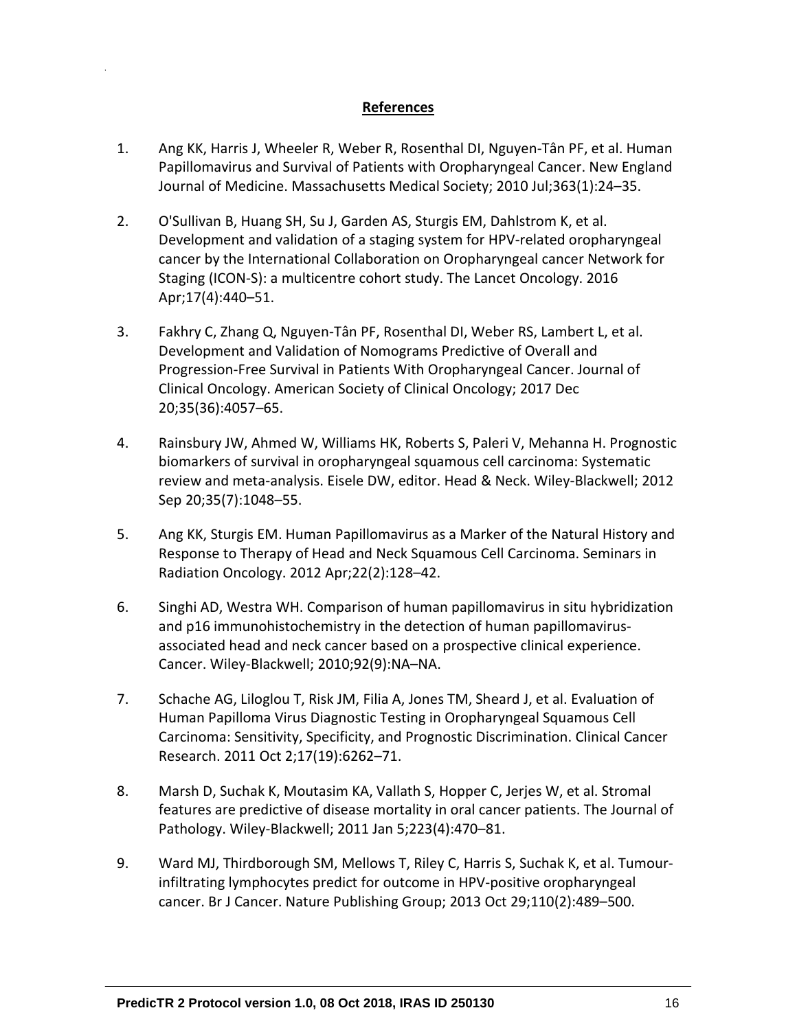**References**

1. Ang KK, Harris J, Wheeler R, Weber R, Rosenthal DI, Nguyen-Tân PF, et al. Human Papillomavirus and Survival of Patients with Oropharyngeal Cancer. New England Journal of Medicine. Massachusetts Medical Society; 2010 Jul;363(1):24–35.

2. O'Sullivan B, Huang SH, Su J, Garden AS, Sturgis EM, Dahlstrom K, et al. Development and validation of a staging system for HPV-related oropharyngeal cancer by the International Collaboration on Oropharyngeal cancer Network for Staging (ICON-S): a multicentre cohort study. The Lancet Oncology. 2016 Apr;17(4):440–51.

3. Fakhry C, Zhang Q, Nguyen-Tân PF, Rosenthal DI, Weber RS, Lambert L, et al. Development and Validation of Nomograms Predictive of Overall and Progression-Free Survival in Patients With Oropharyngeal Cancer. Journal of Clinical Oncology. American Society of Clinical Oncology; 2017 Dec 20;35(36):4057–65.

4. Rainsbury JW, Ahmed W, Williams HK, Roberts S, Paleri V, Mehanna H. Prognostic biomarkers of survival in oropharyngeal squamous cell carcinoma: Systematic review and meta-analysis. Eisele DW, editor. Head & Neck. Wiley-Blackwell; 2012 Sep 20;35(7):1048–55.

5. Ang KK, Sturgis EM. Human Papillomavirus as a Marker of the Natural History and Response to Therapy of Head and Neck Squamous Cell Carcinoma. Seminars in Radiation Oncology. 2012 Apr;22(2):128–42.

6. Singhi AD, Westra WH. Comparison of human papillomavirus in situ hybridization and p16 immunohistochemistry in the detection of human papillomavirus-associated head and neck cancer based on a prospective clinical experience. Cancer. Wiley-Blackwell; 2010;92(9):NA–NA.

7. Schache AG, Liloglou T, Risk JM, Filia A, Jones TM, Sheard J, et al. Evaluation of Human Papilloma Virus Diagnostic Testing in Oropharyngeal Squamous Cell Carcinoma: Sensitivity, Specificity, and Prognostic Discrimination. Clinical Cancer Research. 2011 Oct 2;17(19):6262–71.

8. Marsh D, Suchak K, Moutasim KA, Vallath S, Hopper C, Jerjes W, et al. Stromal features are predictive of disease mortality in oral cancer patients. The Journal of Pathology. Wiley-Blackwell; 2011 Jan 5;223(4):470–81.

9. Ward MJ, Thirdborough SM, Mellows T, Riley C, Harris S, Suchak K, et al. Tumour-infiltrating lymphocytes predict for outcome in HPV-positive oropharyngeal cancer. Br J Cancer. Nature Publishing Group; 2013 Oct 29;110(2):489–500.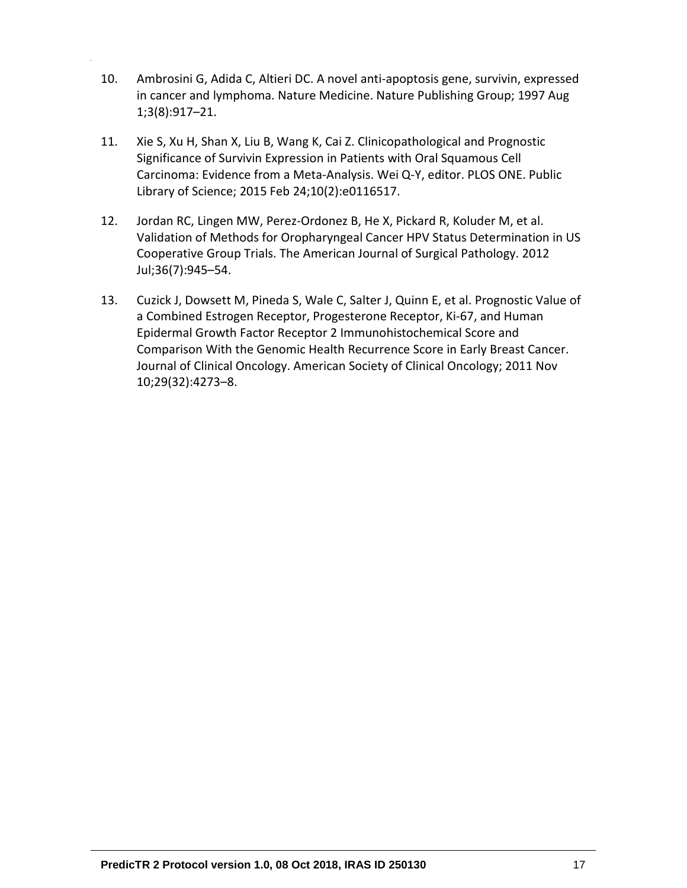10. Ambrosini G, Adida C, Altieri DC. A novel anti-apoptosis gene, survivin, expressed in cancer and lymphoma. Nature Medicine. Nature Publishing Group; 1997 Aug 1;3(8):917–21.

11. Xie S, Xu H, Shan X, Liu B, Wang K, Cai Z. Clinicopathological and Prognostic Significance of Survivin Expression in Patients with Oral Squamous Cell Carcinoma: Evidence from a Meta-Analysis. Wei Q-Y, editor. PLOS ONE. Public Library of Science; 2015 Feb 24;10(2):e0116517.

12. Jordan RC, Lingen MW, Perez-Ordonez B, He X, Pickard R, Koluder M, et al. Validation of Methods for Oropharyngeal Cancer HPV Status Determination in US Cooperative Group Trials. The American Journal of Surgical Pathology. 2012 Jul;36(7):945–54.

13. Cuzick J, Dowsett M, Pineda S, Wale C, Salter J, Quinn E, et al. Prognostic Value of a Combined Estrogen Receptor, Progesterone Receptor, Ki-67, and Human Epidermal Growth Factor Receptor 2 Immunohistochemical Score and Comparison With the Genomic Health Recurrence Score in Early Breast Cancer. Journal of Clinical Oncology. American Society of Clinical Oncology; 2011 Nov 10;29(32):4273–8.